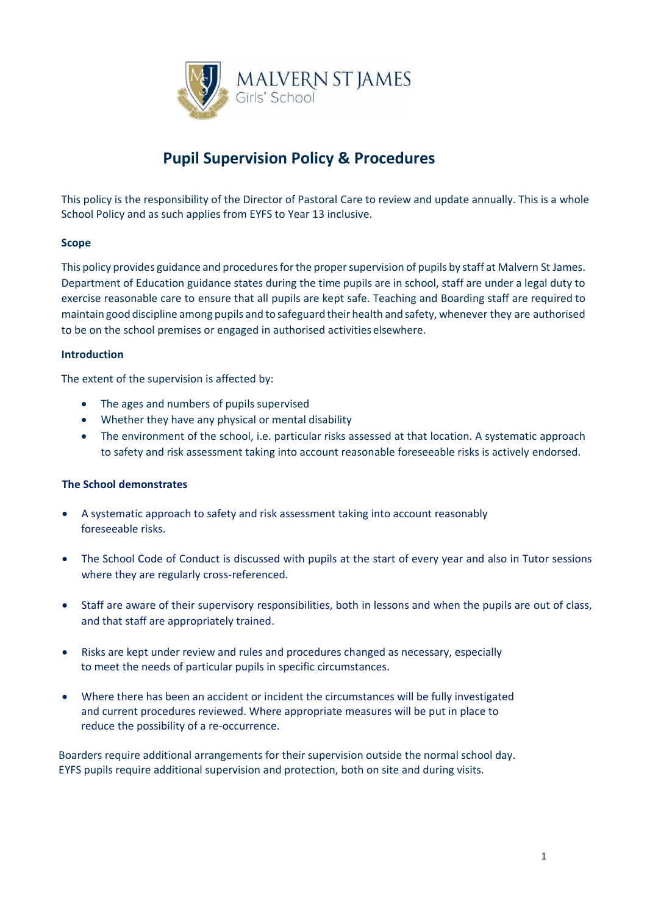MALVERN ST JAMES
Girls' School

# Pupil Supervision Policy & Procedures

This policy is the responsibility of the Director of Pastoral Care to review and update annually. This is a whole School Policy and as such applies from EYFS to Year 13 inclusive.

**Scope**

This policy provides guidance and procedures for the proper supervision of pupils by staff at Malvern St James. Department of Education guidance states during the time pupils are in school, staff are under a legal duty to exercise reasonable care to ensure that all pupils are kept safe. Teaching and Boarding staff are required to maintain good discipline among pupils and to safeguard their health and safety, whenever they are authorised to be on the school premises or engaged in authorised activities elsewhere.

**Introduction**

The extent of the supervision is affected by:

- The ages and numbers of pupils supervised
- Whether they have any physical or mental disability
- The environment of the school, i.e. particular risks assessed at that location. A systematic approach to safety and risk assessment taking into account reasonable foreseeable risks is actively endorsed.

**The School demonstrates**

- A systematic approach to safety and risk assessment taking into account reasonably foreseeable risks.
- The School Code of Conduct is discussed with pupils at the start of every year and also in Tutor sessions where they are regularly cross-referenced.
- Staff are aware of their supervisory responsibilities, both in lessons and when the pupils are out of class, and that staff are appropriately trained.
- Risks are kept under review and rules and procedures changed as necessary, especially to meet the needs of particular pupils in specific circumstances.
- Where there has been an accident or incident the circumstances will be fully investigated and current procedures reviewed. Where appropriate measures will be put in place to reduce the possibility of a re-occurrence.

Boarders require additional arrangements for their supervision outside the normal school day. EYFS pupils require additional supervision and protection, both on site and during visits.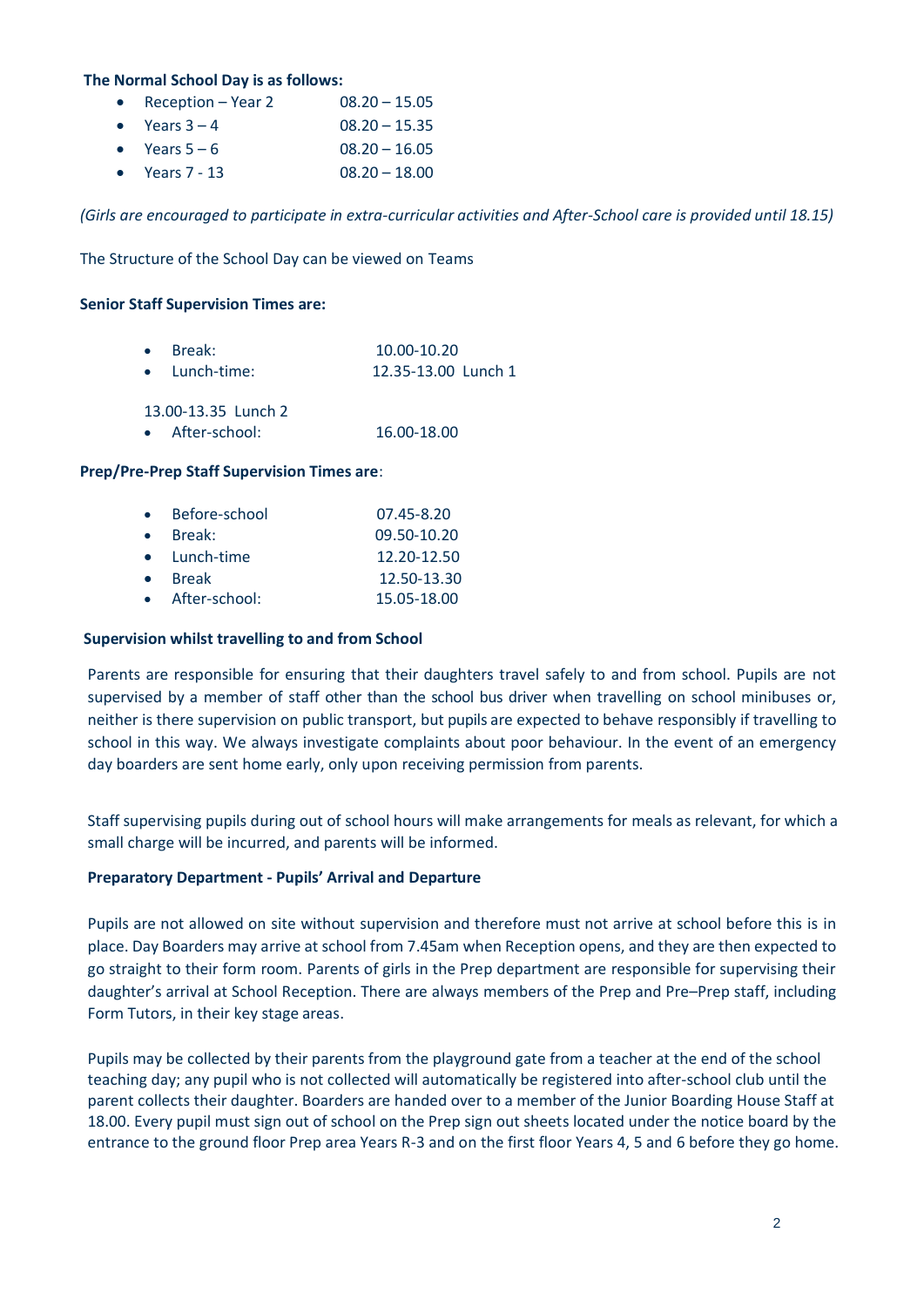**The Normal School Day is as follows:**

- Reception – Year 2 08.20 – 15.05
- Years 3 – 4 08.20 – 15.35
- Years 5 – 6 08.20 – 16.05
- Years 7 - 13 08.20 – 18.00

*(Girls are encouraged to participate in extra-curricular activities and After-School care is provided until 18.15)*

The Structure of the School Day can be viewed on Teams

**Senior Staff Supervision Times are:**

- Break: 10.00-10.20
- Lunch-time: 12.35-13.00 Lunch 1

13.00-13.35 Lunch 2

- After-school: 16.00-18.00

**Prep/Pre-Prep Staff Supervision Times are**:

- Before-school 07.45-8.20
- Break: 09.50-10.20
- Lunch-time 12.20-12.50
- Break 12.50-13.30
- After-school: 15.05-18.00

**Supervision whilst travelling to and from School**

Parents are responsible for ensuring that their daughters travel safely to and from school. Pupils are not supervised by a member of staff other than the school bus driver when travelling on school minibuses or, neither is there supervision on public transport, but pupils are expected to behave responsibly if travelling to school in this way. We always investigate complaints about poor behaviour. In the event of an emergency day boarders are sent home early, only upon receiving permission from parents.

Staff supervising pupils during out of school hours will make arrangements for meals as relevant, for which a small charge will be incurred, and parents will be informed.

**Preparatory Department - Pupils' Arrival and Departure**

Pupils are not allowed on site without supervision and therefore must not arrive at school before this is in place. Day Boarders may arrive at school from 7.45am when Reception opens, and they are then expected to go straight to their form room. Parents of girls in the Prep department are responsible for supervising their daughter's arrival at School Reception. There are always members of the Prep and Pre–Prep staff, including Form Tutors, in their key stage areas.

Pupils may be collected by their parents from the playground gate from a teacher at the end of the school teaching day; any pupil who is not collected will automatically be registered into after-school club until the parent collects their daughter. Boarders are handed over to a member of the Junior Boarding House Staff at 18.00. Every pupil must sign out of school on the Prep sign out sheets located under the notice board by the entrance to the ground floor Prep area Years R-3 and on the first floor Years 4, 5 and 6 before they go home.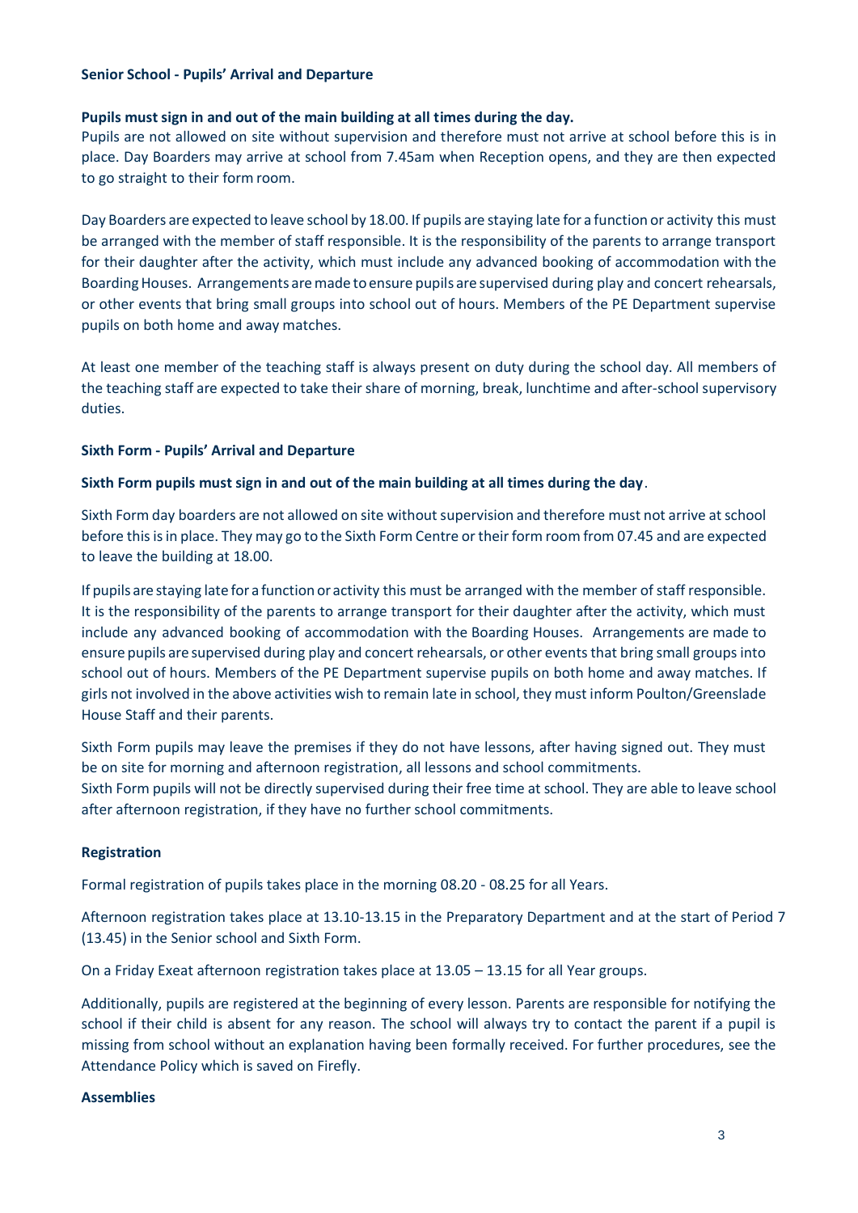**Senior School - Pupils' Arrival and Departure**

**Pupils must sign in and out of the main building at all times during the day.**

Pupils are not allowed on site without supervision and therefore must not arrive at school before this is in place. Day Boarders may arrive at school from 7.45am when Reception opens, and they are then expected to go straight to their form room.

Day Boarders are expected to leave school by 18.00. If pupils are staying late for a function or activity this must be arranged with the member of staff responsible. It is the responsibility of the parents to arrange transport for their daughter after the activity, which must include any advanced booking of accommodation with the Boarding Houses. Arrangements are made to ensure pupils are supervised during play and concert rehearsals, or other events that bring small groups into school out of hours. Members of the PE Department supervise pupils on both home and away matches.

At least one member of the teaching staff is always present on duty during the school day. All members of the teaching staff are expected to take their share of morning, break, lunchtime and after-school supervisory duties.

**Sixth Form - Pupils' Arrival and Departure**

**Sixth Form pupils must sign in and out of the main building at all times during the day**.

Sixth Form day boarders are not allowed on site without supervision and therefore must not arrive at school before this is in place. They may go to the Sixth Form Centre or their form room from 07.45 and are expected to leave the building at 18.00.

If pupils are staying late for a function or activity this must be arranged with the member of staff responsible. It is the responsibility of the parents to arrange transport for their daughter after the activity, which must include any advanced booking of accommodation with the Boarding Houses. Arrangements are made to ensure pupils are supervised during play and concert rehearsals, or other events that bring small groups into school out of hours. Members of the PE Department supervise pupils on both home and away matches. If girls not involved in the above activities wish to remain late in school, they must inform Poulton/Greenslade House Staff and their parents.

Sixth Form pupils may leave the premises if they do not have lessons, after having signed out. They must be on site for morning and afternoon registration, all lessons and school commitments.
Sixth Form pupils will not be directly supervised during their free time at school. They are able to leave school after afternoon registration, if they have no further school commitments.

**Registration**

Formal registration of pupils takes place in the morning 08.20 - 08.25 for all Years.

Afternoon registration takes place at 13.10-13.15 in the Preparatory Department and at the start of Period 7 (13.45) in the Senior school and Sixth Form.

On a Friday Exeat afternoon registration takes place at 13.05 – 13.15 for all Year groups.

Additionally, pupils are registered at the beginning of every lesson. Parents are responsible for notifying the school if their child is absent for any reason. The school will always try to contact the parent if a pupil is missing from school without an explanation having been formally received. For further procedures, see the Attendance Policy which is saved on Firefly.

**Assemblies**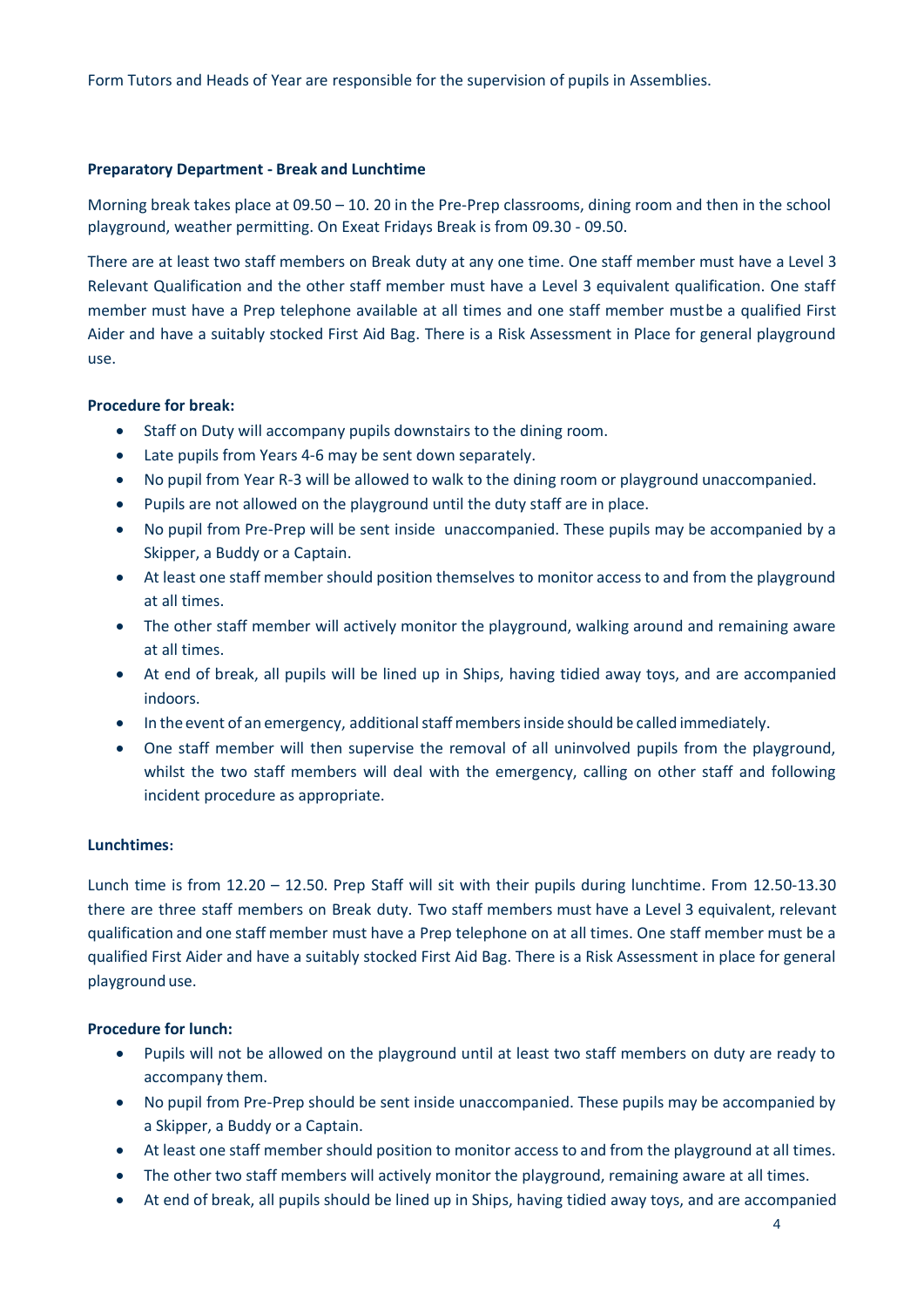Form Tutors and Heads of Year are responsible for the supervision of pupils in Assemblies.

**Preparatory Department - Break and Lunchtime**

Morning break takes place at 09.50 – 10. 20 in the Pre-Prep classrooms, dining room and then in the school playground, weather permitting. On Exeat Fridays Break is from 09.30 - 09.50.

There are at least two staff members on Break duty at any one time. One staff member must have a Level 3 Relevant Qualification and the other staff member must have a Level 3 equivalent qualification. One staff member must have a Prep telephone available at all times and one staff member mustbe a qualified First Aider and have a suitably stocked First Aid Bag. There is a Risk Assessment in Place for general playground use.

**Procedure for break:**

- Staff on Duty will accompany pupils downstairs to the dining room.
- Late pupils from Years 4-6 may be sent down separately.
- No pupil from Year R-3 will be allowed to walk to the dining room or playground unaccompanied.
- Pupils are not allowed on the playground until the duty staff are in place.
- No pupil from Pre-Prep will be sent inside unaccompanied. These pupils may be accompanied by a Skipper, a Buddy or a Captain.
- At least one staff member should position themselves to monitor access to and from the playground at all times.
- The other staff member will actively monitor the playground, walking around and remaining aware at all times.
- At end of break, all pupils will be lined up in Ships, having tidied away toys, and are accompanied indoors.
- In the event of an emergency, additional staff members inside should be called immediately.
- One staff member will then supervise the removal of all uninvolved pupils from the playground, whilst the two staff members will deal with the emergency, calling on other staff and following incident procedure as appropriate.

**Lunchtimes:**

Lunch time is from 12.20 – 12.50. Prep Staff will sit with their pupils during lunchtime. From 12.50-13.30 there are three staff members on Break duty. Two staff members must have a Level 3 equivalent, relevant qualification and one staff member must have a Prep telephone on at all times. One staff member must be a qualified First Aider and have a suitably stocked First Aid Bag. There is a Risk Assessment in place for general playground use.

**Procedure for lunch:**

- Pupils will not be allowed on the playground until at least two staff members on duty are ready to accompany them.
- No pupil from Pre-Prep should be sent inside unaccompanied. These pupils may be accompanied by a Skipper, a Buddy or a Captain.
- At least one staff member should position to monitor access to and from the playground at all times.
- The other two staff members will actively monitor the playground, remaining aware at all times.
- At end of break, all pupils should be lined up in Ships, having tidied away toys, and are accompanied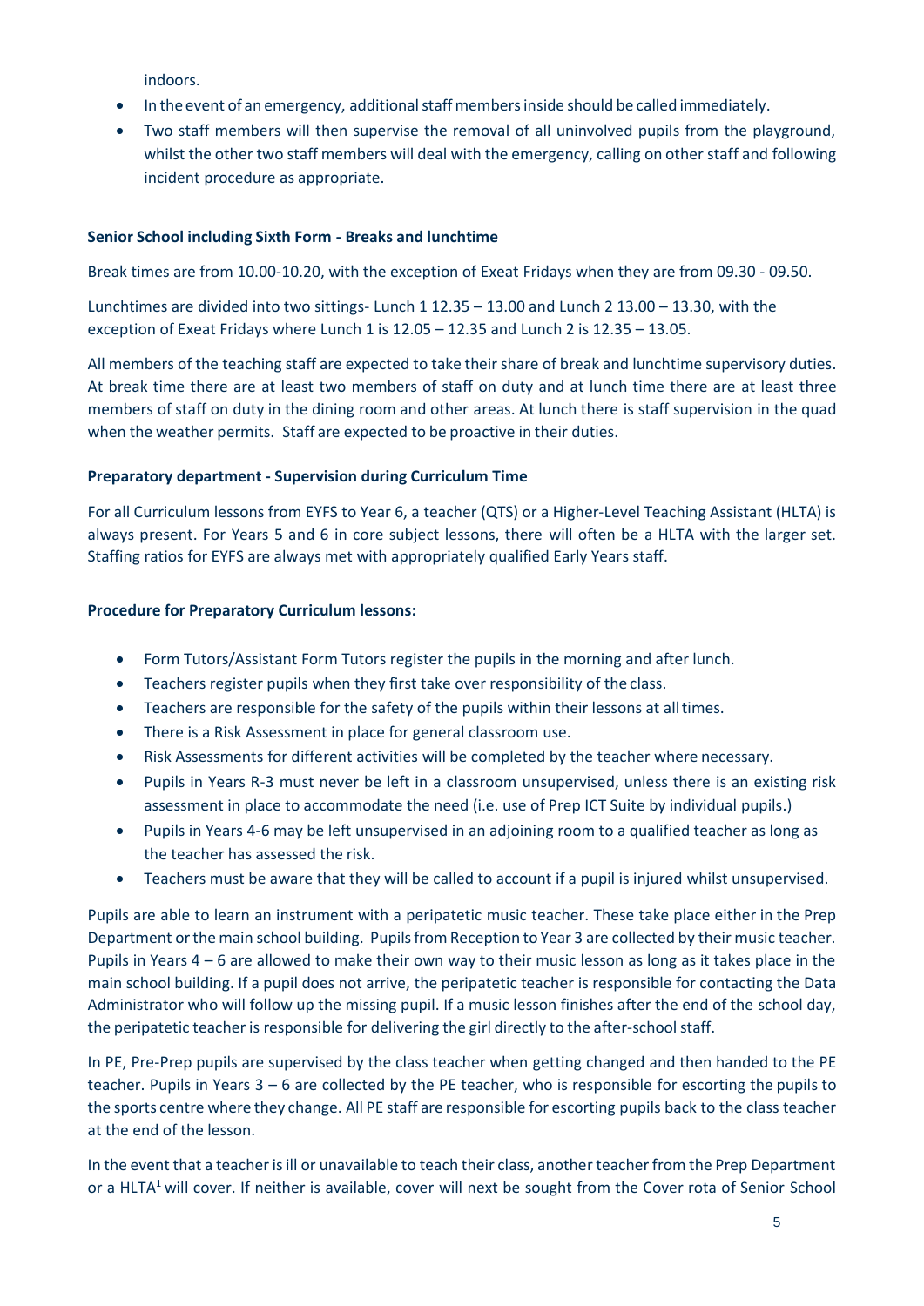indoors.

- In the event of an emergency, additional staff members inside should be called immediately.
- Two staff members will then supervise the removal of all uninvolved pupils from the playground, whilst the other two staff members will deal with the emergency, calling on other staff and following incident procedure as appropriate.

**Senior School including Sixth Form - Breaks and lunchtime**

Break times are from 10.00-10.20, with the exception of Exeat Fridays when they are from 09.30 - 09.50.

Lunchtimes are divided into two sittings- Lunch 1 12.35 – 13.00 and Lunch 2 13.00 – 13.30, with the exception of Exeat Fridays where Lunch 1 is 12.05 – 12.35 and Lunch 2 is 12.35 – 13.05.

All members of the teaching staff are expected to take their share of break and lunchtime supervisory duties. At break time there are at least two members of staff on duty and at lunch time there are at least three members of staff on duty in the dining room and other areas. At lunch there is staff supervision in the quad when the weather permits. Staff are expected to be proactive in their duties.

**Preparatory department - Supervision during Curriculum Time**

For all Curriculum lessons from EYFS to Year 6, a teacher (QTS) or a Higher-Level Teaching Assistant (HLTA) is always present. For Years 5 and 6 in core subject lessons, there will often be a HLTA with the larger set. Staffing ratios for EYFS are always met with appropriately qualified Early Years staff.

**Procedure for Preparatory Curriculum lessons:**

- Form Tutors/Assistant Form Tutors register the pupils in the morning and after lunch.
- Teachers register pupils when they first take over responsibility of the class.
- Teachers are responsible for the safety of the pupils within their lessons at all times.
- There is a Risk Assessment in place for general classroom use.
- Risk Assessments for different activities will be completed by the teacher where necessary.
- Pupils in Years R-3 must never be left in a classroom unsupervised, unless there is an existing risk assessment in place to accommodate the need (i.e. use of Prep ICT Suite by individual pupils.)
- Pupils in Years 4-6 may be left unsupervised in an adjoining room to a qualified teacher as long as the teacher has assessed the risk.
- Teachers must be aware that they will be called to account if a pupil is injured whilst unsupervised.

Pupils are able to learn an instrument with a peripatetic music teacher. These take place either in the Prep Department or the main school building. Pupils from Reception to Year 3 are collected by their music teacher. Pupils in Years 4 – 6 are allowed to make their own way to their music lesson as long as it takes place in the main school building. If a pupil does not arrive, the peripatetic teacher is responsible for contacting the Data Administrator who will follow up the missing pupil. If a music lesson finishes after the end of the school day, the peripatetic teacher is responsible for delivering the girl directly to the after-school staff.

In PE, Pre-Prep pupils are supervised by the class teacher when getting changed and then handed to the PE teacher. Pupils in Years 3 – 6 are collected by the PE teacher, who is responsible for escorting the pupils to the sports centre where they change. All PE staff are responsible for escorting pupils back to the class teacher at the end of the lesson.

In the event that a teacher is ill or unavailable to teach their class, another teacher from the Prep Department or a HLTA[1] will cover. If neither is available, cover will next be sought from the Cover rota of Senior School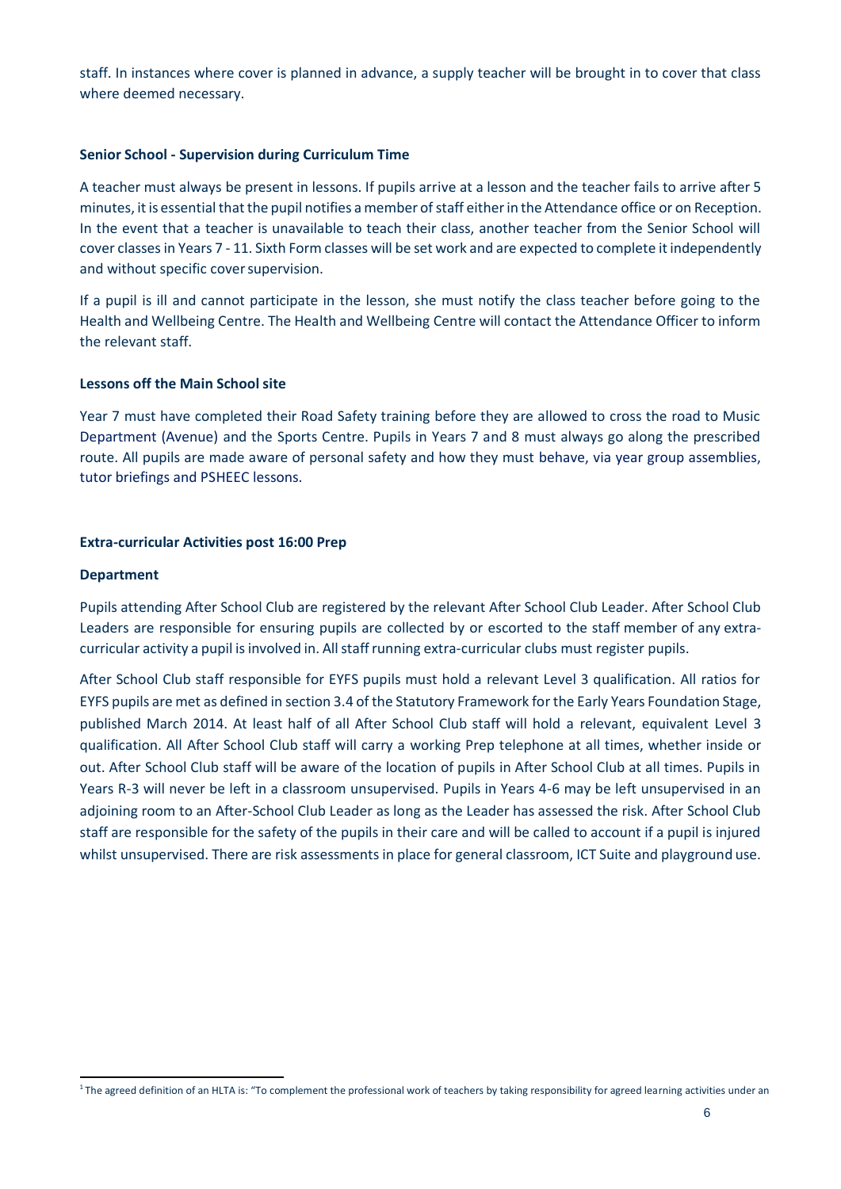staff. In instances where cover is planned in advance, a supply teacher will be brought in to cover that class where deemed necessary.

**Senior School - Supervision during Curriculum Time**

A teacher must always be present in lessons. If pupils arrive at a lesson and the teacher fails to arrive after 5 minutes, it is essential that the pupil notifies a member of staff either in the Attendance office or on Reception. In the event that a teacher is unavailable to teach their class, another teacher from the Senior School will cover classes in Years 7 - 11. Sixth Form classes will be set work and are expected to complete it independently and without specific cover supervision.

If a pupil is ill and cannot participate in the lesson, she must notify the class teacher before going to the Health and Wellbeing Centre. The Health and Wellbeing Centre will contact the Attendance Officer to inform the relevant staff.

**Lessons off the Main School site**

Year 7 must have completed their Road Safety training before they are allowed to cross the road to Music Department (Avenue) and the Sports Centre. Pupils in Years 7 and 8 must always go along the prescribed route. All pupils are made aware of personal safety and how they must behave, via year group assemblies, tutor briefings and PSHEEC lessons.

**Extra-curricular Activities post 16:00 Prep**

**Department**

Pupils attending After School Club are registered by the relevant After School Club Leader. After School Club Leaders are responsible for ensuring pupils are collected by or escorted to the staff member of any extra-curricular activity a pupil is involved in. All staff running extra-curricular clubs must register pupils.

After School Club staff responsible for EYFS pupils must hold a relevant Level 3 qualification. All ratios for EYFS pupils are met as defined in section 3.4 of the Statutory Framework for the Early Years Foundation Stage, published March 2014. At least half of all After School Club staff will hold a relevant, equivalent Level 3 qualification. All After School Club staff will carry a working Prep telephone at all times, whether inside or out. After School Club staff will be aware of the location of pupils in After School Club at all times. Pupils in Years R-3 will never be left in a classroom unsupervised. Pupils in Years 4-6 may be left unsupervised in an adjoining room to an After-School Club Leader as long as the Leader has assessed the risk. After School Club staff are responsible for the safety of the pupils in their care and will be called to account if a pupil is injured whilst unsupervised. There are risk assessments in place for general classroom, ICT Suite and playground use.

[1] The agreed definition of an HLTA is: "To complement the professional work of teachers by taking responsibility for agreed learning activities under an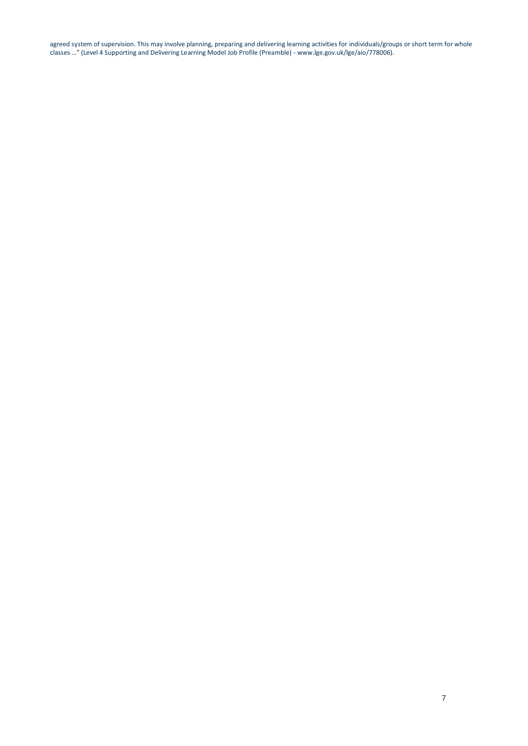agreed system of supervision. This may involve planning, preparing and delivering learning activities for individuals/groups or short term for whole classes …" (Level 4 Supporting and Delivering Learning Model Job Profile (Preamble) - www.lge.gov.uk/lge/aio/778006).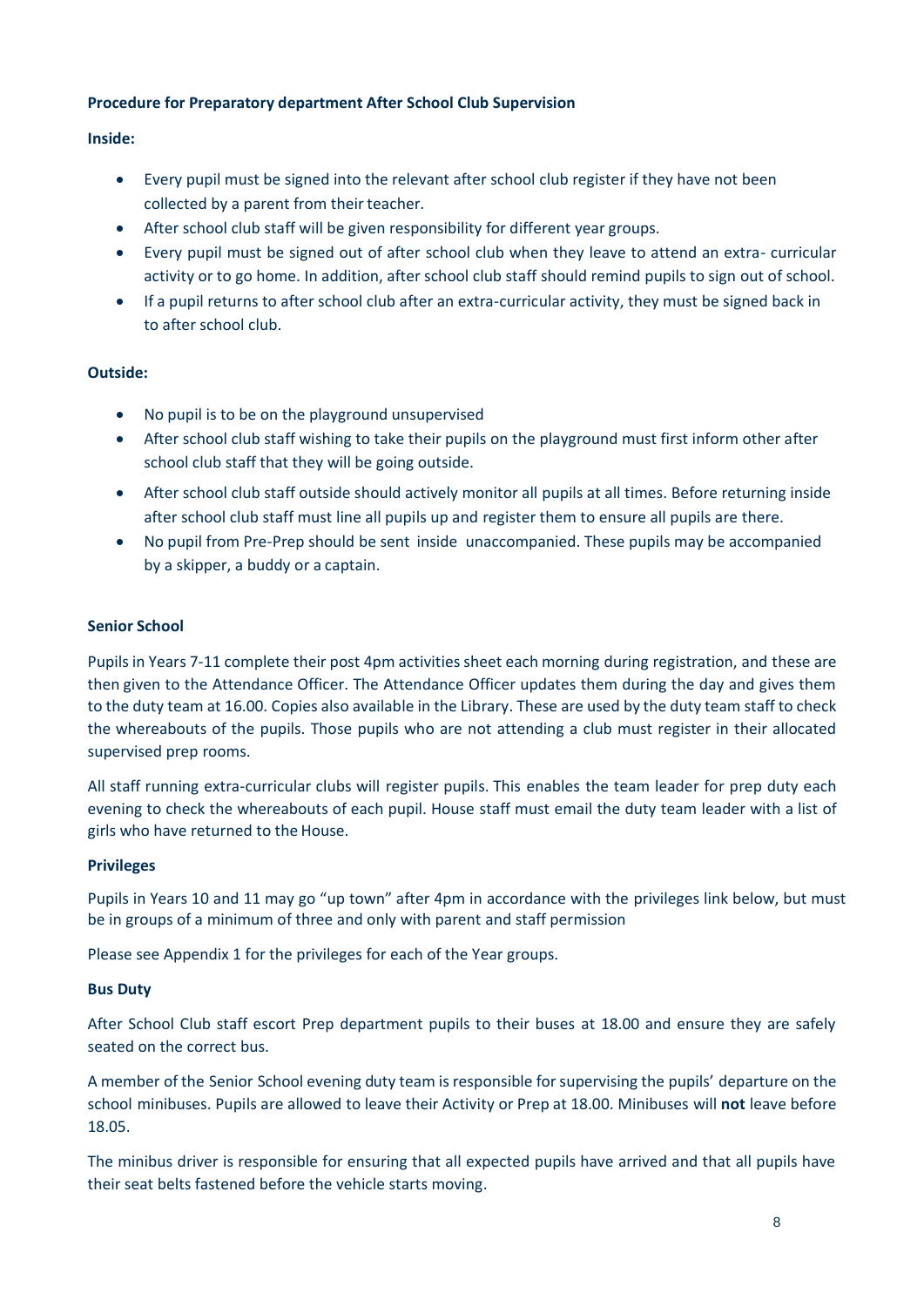**Procedure for Preparatory department After School Club Supervision**

**Inside:**

- Every pupil must be signed into the relevant after school club register if they have not been collected by a parent from their teacher.
- After school club staff will be given responsibility for different year groups.
- Every pupil must be signed out of after school club when they leave to attend an extra- curricular activity or to go home. In addition, after school club staff should remind pupils to sign out of school.
- If a pupil returns to after school club after an extra-curricular activity, they must be signed back in to after school club.

**Outside:**

- No pupil is to be on the playground unsupervised
- After school club staff wishing to take their pupils on the playground must first inform other after school club staff that they will be going outside.
- After school club staff outside should actively monitor all pupils at all times. Before returning inside after school club staff must line all pupils up and register them to ensure all pupils are there.
- No pupil from Pre-Prep should be sent inside unaccompanied. These pupils may be accompanied by a skipper, a buddy or a captain.

**Senior School**

Pupils in Years 7-11 complete their post 4pm activities sheet each morning during registration, and these are then given to the Attendance Officer. The Attendance Officer updates them during the day and gives them to the duty team at 16.00. Copies also available in the Library. These are used by the duty team staff to check the whereabouts of the pupils. Those pupils who are not attending a club must register in their allocated supervised prep rooms.

All staff running extra-curricular clubs will register pupils. This enables the team leader for prep duty each evening to check the whereabouts of each pupil. House staff must email the duty team leader with a list of girls who have returned to the House.

**Privileges**

Pupils in Years 10 and 11 may go "up town" after 4pm in accordance with the privileges link below, but must be in groups of a minimum of three and only with parent and staff permission

Please see Appendix 1 for the privileges for each of the Year groups.

**Bus Duty**

After School Club staff escort Prep department pupils to their buses at 18.00 and ensure they are safely seated on the correct bus.

A member of the Senior School evening duty team is responsible for supervising the pupils' departure on the school minibuses. Pupils are allowed to leave their Activity or Prep at 18.00. Minibuses will **not** leave before 18.05.

The minibus driver is responsible for ensuring that all expected pupils have arrived and that all pupils have their seat belts fastened before the vehicle starts moving.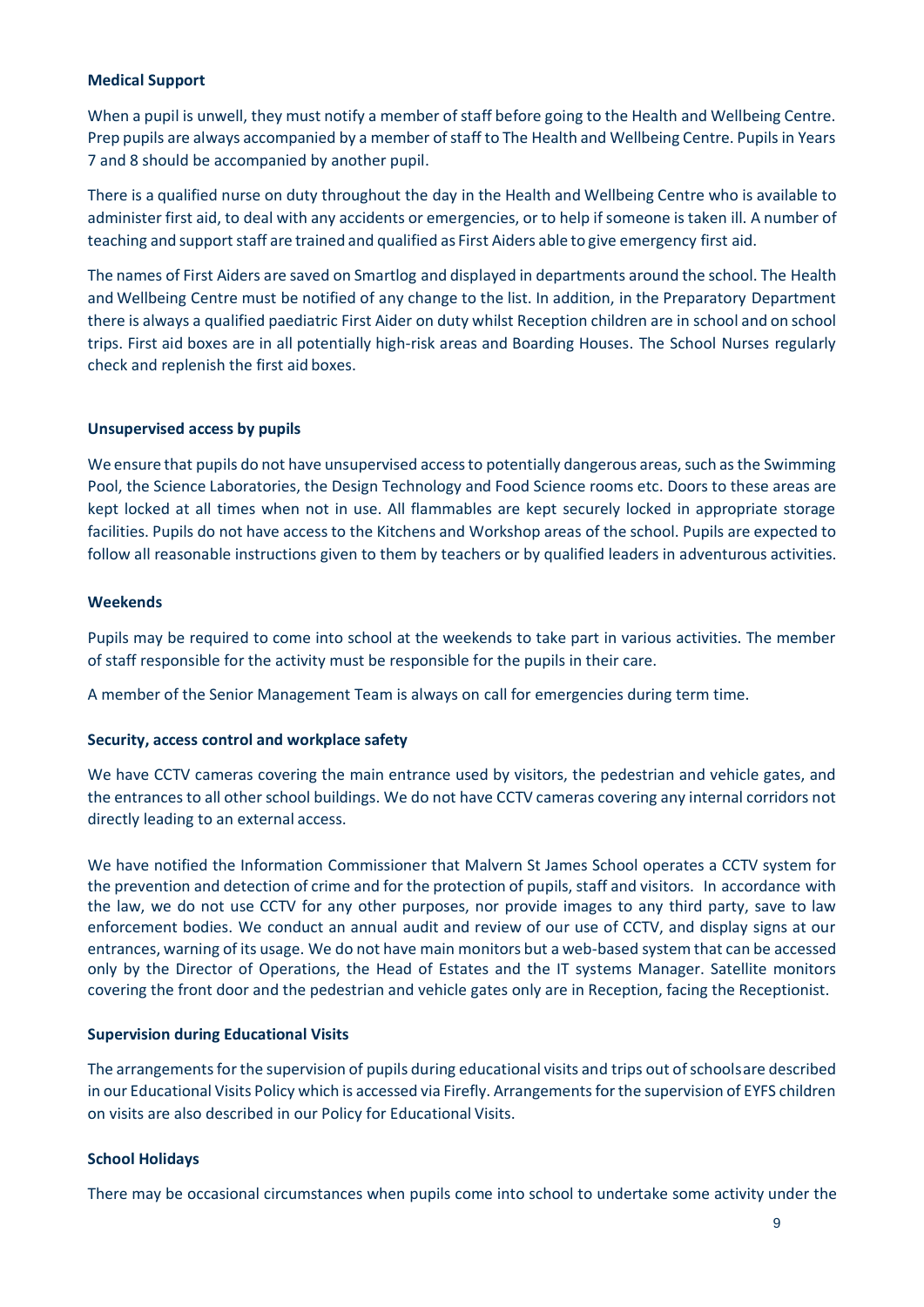**Medical Support**

When a pupil is unwell, they must notify a member of staff before going to the Health and Wellbeing Centre. Prep pupils are always accompanied by a member of staff to The Health and Wellbeing Centre. Pupils in Years 7 and 8 should be accompanied by another pupil.

There is a qualified nurse on duty throughout the day in the Health and Wellbeing Centre who is available to administer first aid, to deal with any accidents or emergencies, or to help if someone is taken ill. A number of teaching and support staff are trained and qualified as First Aiders able to give emergency first aid.

The names of First Aiders are saved on Smartlog and displayed in departments around the school. The Health and Wellbeing Centre must be notified of any change to the list. In addition, in the Preparatory Department there is always a qualified paediatric First Aider on duty whilst Reception children are in school and on school trips. First aid boxes are in all potentially high-risk areas and Boarding Houses. The School Nurses regularly check and replenish the first aid boxes.

**Unsupervised access by pupils**

We ensure that pupils do not have unsupervised access to potentially dangerous areas, such as the Swimming Pool, the Science Laboratories, the Design Technology and Food Science rooms etc. Doors to these areas are kept locked at all times when not in use. All flammables are kept securely locked in appropriate storage facilities. Pupils do not have access to the Kitchens and Workshop areas of the school. Pupils are expected to follow all reasonable instructions given to them by teachers or by qualified leaders in adventurous activities.

**Weekends**

Pupils may be required to come into school at the weekends to take part in various activities. The member of staff responsible for the activity must be responsible for the pupils in their care.

A member of the Senior Management Team is always on call for emergencies during term time.

**Security, access control and workplace safety**

We have CCTV cameras covering the main entrance used by visitors, the pedestrian and vehicle gates, and the entrances to all other school buildings. We do not have CCTV cameras covering any internal corridors not directly leading to an external access.

We have notified the Information Commissioner that Malvern St James School operates a CCTV system for the prevention and detection of crime and for the protection of pupils, staff and visitors. In accordance with the law, we do not use CCTV for any other purposes, nor provide images to any third party, save to law enforcement bodies. We conduct an annual audit and review of our use of CCTV, and display signs at our entrances, warning of its usage. We do not have main monitors but a web-based system that can be accessed only by the Director of Operations, the Head of Estates and the IT systems Manager. Satellite monitors covering the front door and the pedestrian and vehicle gates only are in Reception, facing the Receptionist.

**Supervision during Educational Visits**

The arrangements for the supervision of pupils during educational visits and trips out of schools are described in our Educational Visits Policy which is accessed via Firefly. Arrangements for the supervision of EYFS children on visits are also described in our Policy for Educational Visits.

**School Holidays**

There may be occasional circumstances when pupils come into school to undertake some activity under the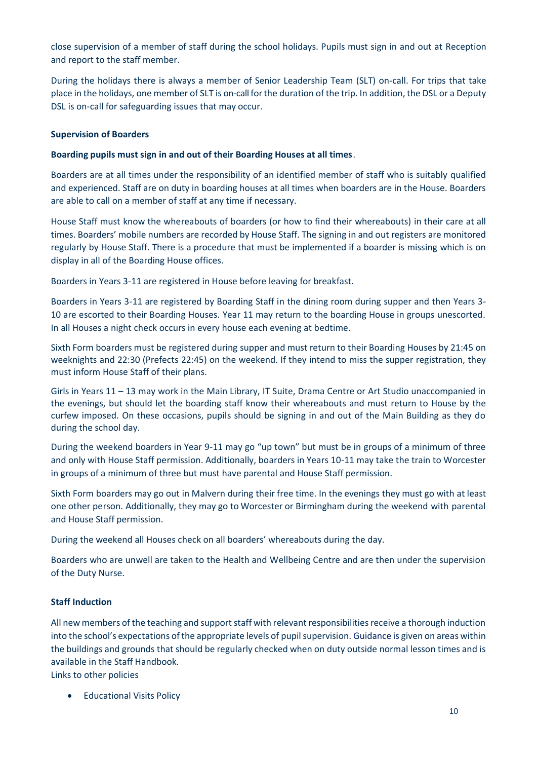close supervision of a member of staff during the school holidays. Pupils must sign in and out at Reception and report to the staff member.

During the holidays there is always a member of Senior Leadership Team (SLT) on-call. For trips that take place in the holidays, one member of SLT is on-call for the duration of the trip. In addition, the DSL or a Deputy DSL is on-call for safeguarding issues that may occur.

### Supervision of Boarders

**Boarding pupils must sign in and out of their Boarding Houses at all times**.

Boarders are at all times under the responsibility of an identified member of staff who is suitably qualified and experienced. Staff are on duty in boarding houses at all times when boarders are in the House. Boarders are able to call on a member of staff at any time if necessary.

House Staff must know the whereabouts of boarders (or how to find their whereabouts) in their care at all times. Boarders' mobile numbers are recorded by House Staff. The signing in and out registers are monitored regularly by House Staff. There is a procedure that must be implemented if a boarder is missing which is on display in all of the Boarding House offices.

Boarders in Years 3-11 are registered in House before leaving for breakfast.

Boarders in Years 3-11 are registered by Boarding Staff in the dining room during supper and then Years 3-10 are escorted to their Boarding Houses. Year 11 may return to the boarding House in groups unescorted. In all Houses a night check occurs in every house each evening at bedtime.

Sixth Form boarders must be registered during supper and must return to their Boarding Houses by 21:45 on weeknights and 22:30 (Prefects 22:45) on the weekend. If they intend to miss the supper registration, they must inform House Staff of their plans.

Girls in Years 11 – 13 may work in the Main Library, IT Suite, Drama Centre or Art Studio unaccompanied in the evenings, but should let the boarding staff know their whereabouts and must return to House by the curfew imposed. On these occasions, pupils should be signing in and out of the Main Building as they do during the school day.

During the weekend boarders in Year 9-11 may go "up town" but must be in groups of a minimum of three and only with House Staff permission. Additionally, boarders in Years 10-11 may take the train to Worcester in groups of a minimum of three but must have parental and House Staff permission.

Sixth Form boarders may go out in Malvern during their free time. In the evenings they must go with at least one other person. Additionally, they may go to Worcester or Birmingham during the weekend with parental and House Staff permission.

During the weekend all Houses check on all boarders' whereabouts during the day.

Boarders who are unwell are taken to the Health and Wellbeing Centre and are then under the supervision of the Duty Nurse.

### Staff Induction

All new members of the teaching and support staff with relevant responsibilities receive a thorough induction into the school's expectations of the appropriate levels of pupil supervision. Guidance is given on areas within the buildings and grounds that should be regularly checked when on duty outside normal lesson times and is available in the Staff Handbook.
Links to other policies

- Educational Visits Policy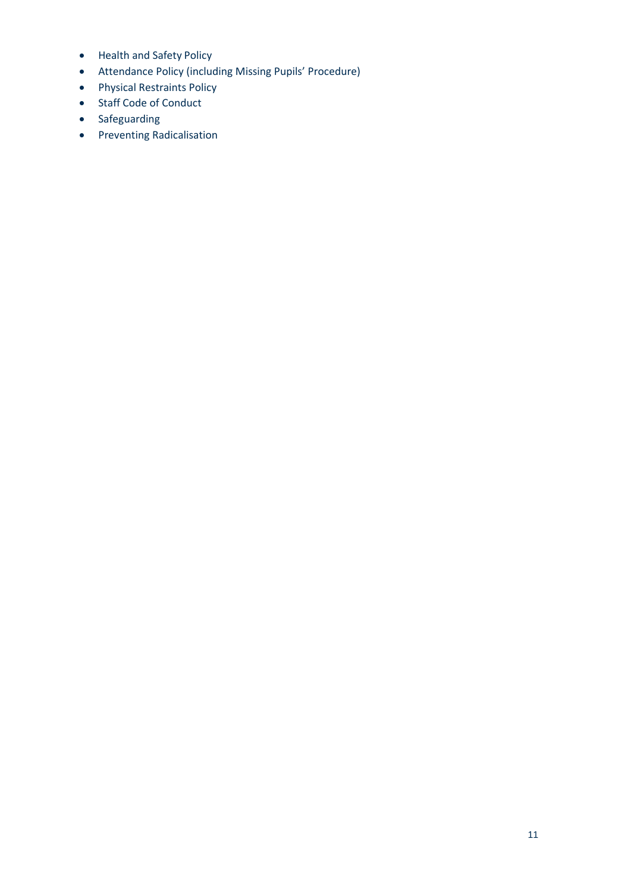- Health and Safety Policy
- Attendance Policy (including Missing Pupils' Procedure)
- Physical Restraints Policy
- Staff Code of Conduct
- Safeguarding
- Preventing Radicalisation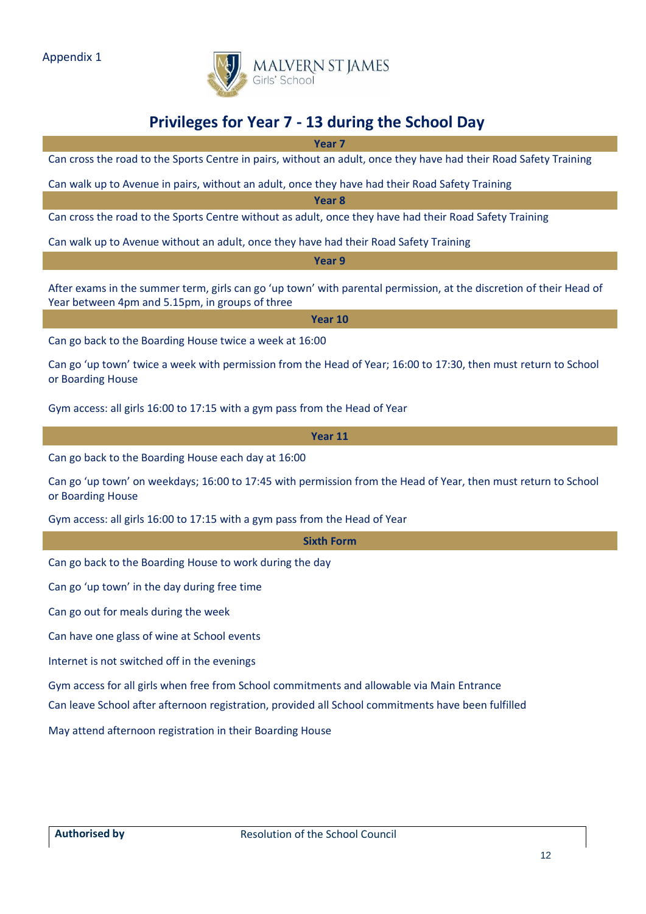Appendix 1

MALVERN ST JAMES
Girls' School

# Privileges for Year 7 - 13 during the School Day

## Year 7

Can cross the road to the Sports Centre in pairs, without an adult, once they have had their Road Safety Training

Can walk up to Avenue in pairs, without an adult, once they have had their Road Safety Training

## Year 8

Can cross the road to the Sports Centre without as adult, once they have had their Road Safety Training

Can walk up to Avenue without an adult, once they have had their Road Safety Training

## Year 9

After exams in the summer term, girls can go 'up town' with parental permission, at the discretion of their Head of Year between 4pm and 5.15pm, in groups of three

## Year 10

Can go back to the Boarding House twice a week at 16:00

Can go 'up town' twice a week with permission from the Head of Year; 16:00 to 17:30, then must return to School or Boarding House

Gym access: all girls 16:00 to 17:15 with a gym pass from the Head of Year

## Year 11

Can go back to the Boarding House each day at 16:00

Can go 'up town' on weekdays; 16:00 to 17:45 with permission from the Head of Year, then must return to School or Boarding House

Gym access: all girls 16:00 to 17:15 with a gym pass from the Head of Year

## Sixth Form

Can go back to the Boarding House to work during the day

Can go 'up town' in the day during free time

Can go out for meals during the week

Can have one glass of wine at School events

Internet is not switched off in the evenings

Gym access for all girls when free from School commitments and allowable via Main Entrance

Can leave School after afternoon registration, provided all School commitments have been fulfilled

May attend afternoon registration in their Boarding House

| **Authorised by** | Resolution of the School Council |
|---|---|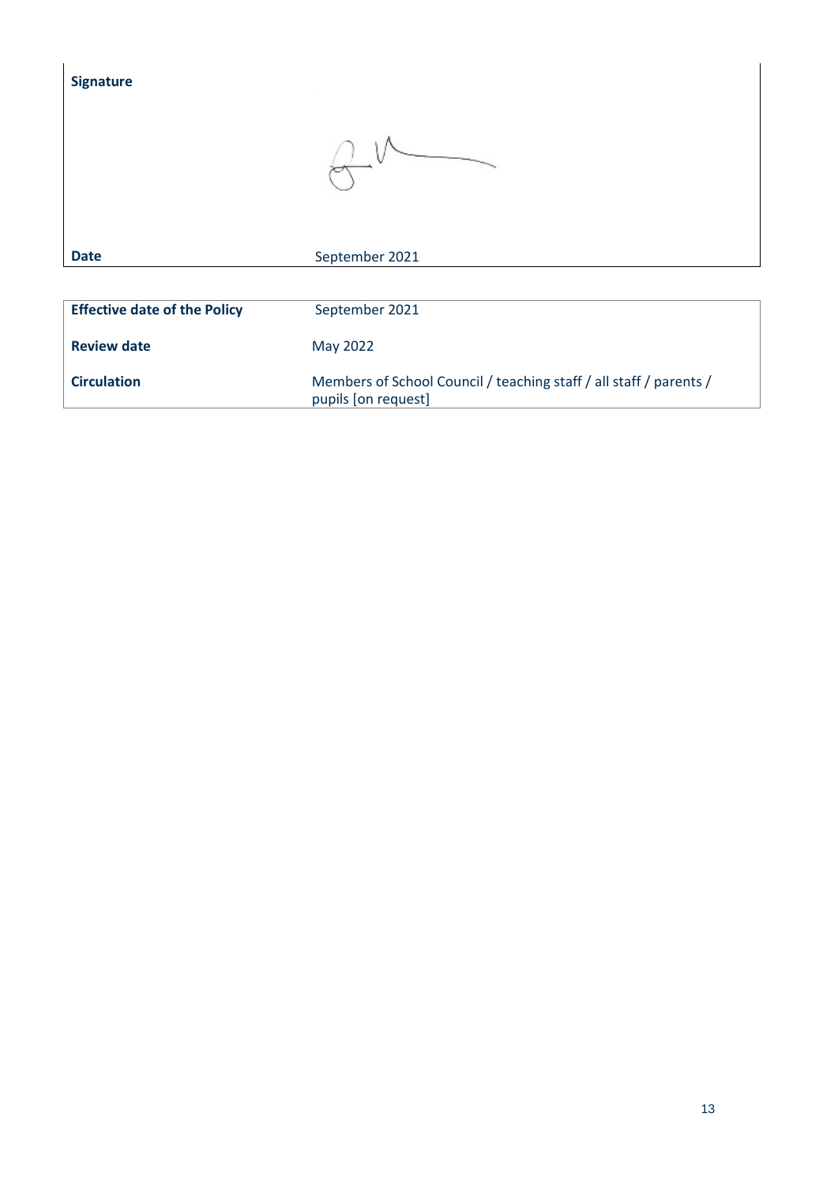| | |
|---|---|
| **Signature** | |
| **Date** | September 2021 |

| | |
|---|---|
| **Effective date of the Policy** | September 2021 |
| **Review date** | May 2022 |
| **Circulation** | Members of School Council / teaching staff / all staff / parents / pupils [on request] |